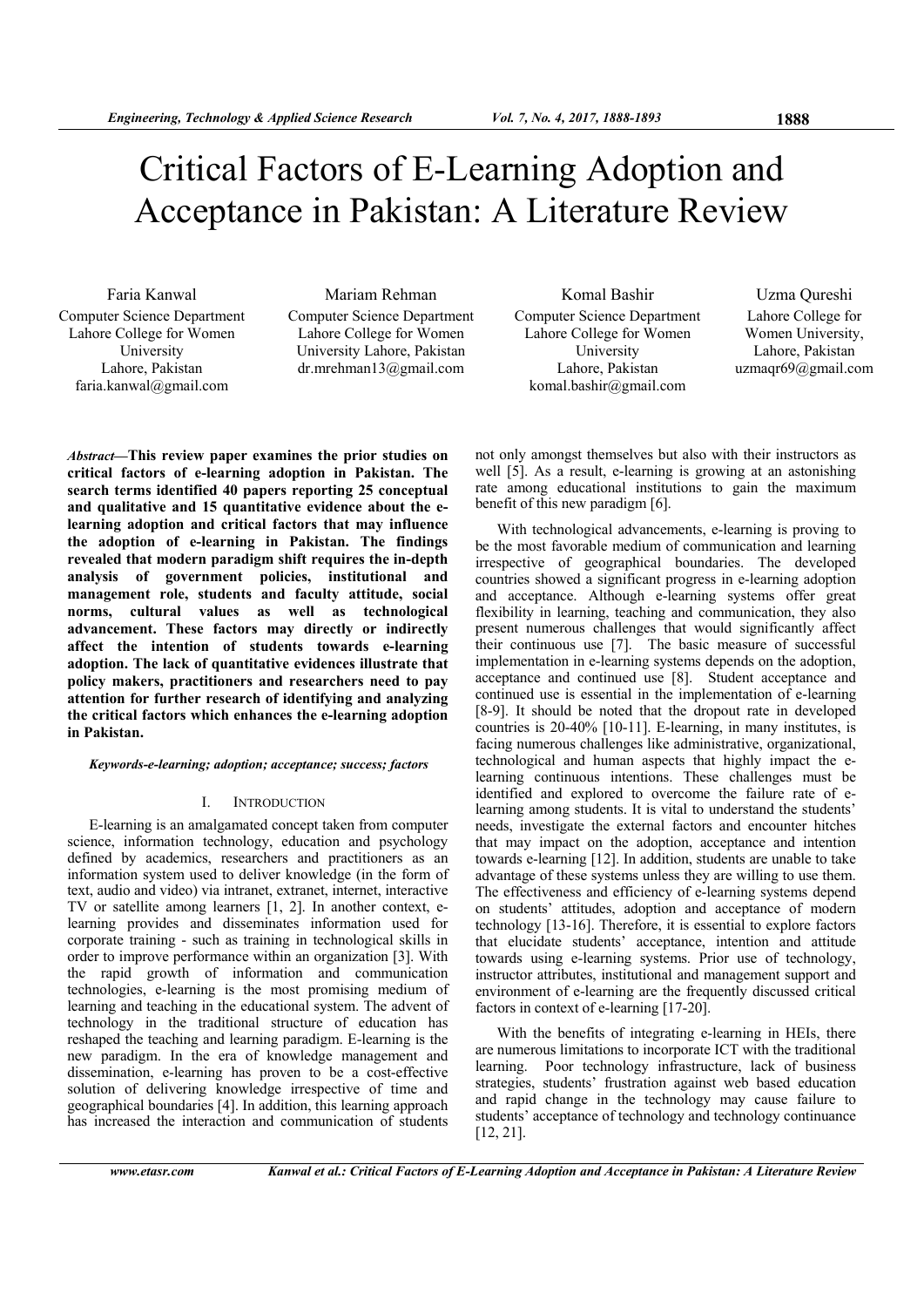# Critical Factors of E-Learning Adoption and Acceptance in Pakistan: A Literature Review

Faria Kanwal
Computer Science Department
Lahore College for Women University
Lahore, Pakistan
faria.kanwal@gmail.com

Mariam Rehman
Computer Science Department
Lahore College for Women University Lahore, Pakistan
dr.mrehman13@gmail.com

Komal Bashir
Computer Science Department
Lahore College for Women University
Lahore, Pakistan
komal.bashir@gmail.com

Uzma Qureshi
Lahore College for Women University,
Lahore, Pakistan
uzmaqr69@gmail.com

*Abstract*—**This review paper examines the prior studies on critical factors of e-learning adoption in Pakistan. The search terms identified 40 papers reporting 25 conceptual and qualitative and 15 quantitative evidence about the e-learning adoption and critical factors that may influence the adoption of e-learning in Pakistan. The findings revealed that modern paradigm shift requires the in-depth analysis of government policies, institutional and management role, students and faculty attitude, social norms, cultural values as well as technological advancement. These factors may directly or indirectly affect the intention of students towards e-learning adoption. The lack of quantitative evidences illustrate that policy makers, practitioners and researchers need to pay attention for further research of identifying and analyzing the critical factors which enhances the e-learning adoption in Pakistan.**

***Keywords-e-learning; adoption; acceptance; success; factors***

## I. Introduction

E-learning is an amalgamated concept taken from computer science, information technology, education and psychology defined by academics, researchers and practitioners as an information system used to deliver knowledge (in the form of text, audio and video) via intranet, extranet, internet, interactive TV or satellite among learners [1, 2]. In another context, e-learning provides and disseminates information used for corporate training - such as training in technological skills in order to improve performance within an organization [3]. With the rapid growth of information and communication technologies, e-learning is the most promising medium of learning and teaching in the educational system. The advent of technology in the traditional structure of education has reshaped the teaching and learning paradigm. E-learning is the new paradigm. In the era of knowledge management and dissemination, e-learning has proven to be a cost-effective solution of delivering knowledge irrespective of time and geographical boundaries [4]. In addition, this learning approach has increased the interaction and communication of students not only amongst themselves but also with their instructors as well [5]. As a result, e-learning is growing at an astonishing rate among educational institutions to gain the maximum benefit of this new paradigm [6].

With technological advancements, e-learning is proving to be the most favorable medium of communication and learning irrespective of geographical boundaries. The developed countries showed a significant progress in e-learning adoption and acceptance. Although e-learning systems offer great flexibility in learning, teaching and communication, they also present numerous challenges that would significantly affect their continuous use [7]. The basic measure of successful implementation in e-learning systems depends on the adoption, acceptance and continued use [8]. Student acceptance and continued use is essential in the implementation of e-learning [8-9]. It should be noted that the dropout rate in developed countries is 20-40% [10-11]. E-learning, in many institutes, is facing numerous challenges like administrative, organizational, technological and human aspects that highly impact the e-learning continuous intentions. These challenges must be identified and explored to overcome the failure rate of e-learning among students. It is vital to understand the students' needs, investigate the external factors and encounter hitches that may impact on the adoption, acceptance and intention towards e-learning [12]. In addition, students are unable to take advantage of these systems unless they are willing to use them. The effectiveness and efficiency of e-learning systems depend on students' attitudes, adoption and acceptance of modern technology [13-16]. Therefore, it is essential to explore factors that elucidate students' acceptance, intention and attitude towards using e-learning systems. Prior use of technology, instructor attributes, institutional and management support and environment of e-learning are the frequently discussed critical factors in context of e-learning [17-20].

With the benefits of integrating e-learning in HEIs, there are numerous limitations to incorporate ICT with the traditional learning. Poor technology infrastructure, lack of business strategies, students' frustration against web based education and rapid change in the technology may cause failure to students' acceptance of technology and technology continuance [12, 21].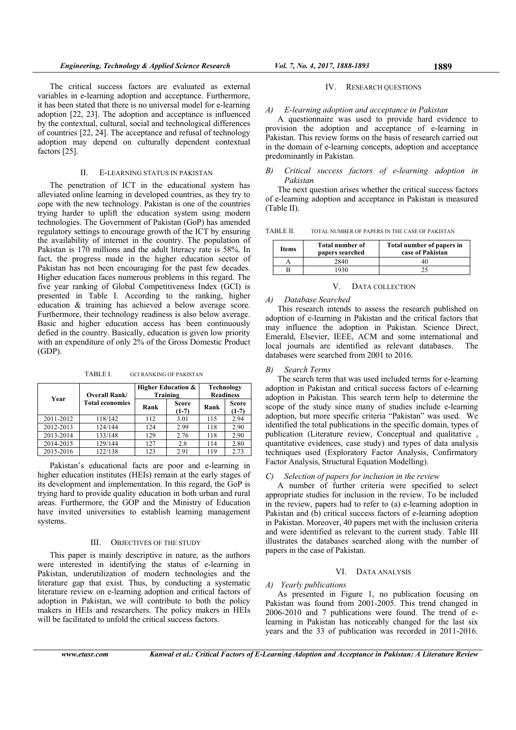The critical success factors are evaluated as external variables in e-learning adoption and acceptance. Furthermore, it has been stated that there is no universal model for e-learning adoption [22, 23]. The adoption and acceptance is influenced by the contextual, cultural, social and technological differences of countries [22, 24]. The acceptance and refusal of technology adoption may depend on culturally dependent contextual factors [25].

## II. E-LEARNING STATUS IN PAKISTAN

The penetration of ICT in the educational system has alleviated online learning in developed countries, as they try to cope with the new technology. Pakistan is one of the countries trying harder to uplift the education system using modern technologies. The Government of Pakistan (GoP) has amended regulatory settings to encourage growth of the ICT by ensuring the availability of internet in the country. The population of Pakistan is 170 millions and the adult literacy rate is 58%. In fact, the progress made in the higher education sector of Pakistan has not been encouraging for the past few decades. Higher education faces numerous problems in this regard. The five year ranking of Global Competitiveness Index (GCI) is presented in Table I. According to the ranking, higher education & training has achieved a below average score. Furthermore, their technology readiness is also below average. Basic and higher education access has been continuously defied in the country. Basically, education is given low priority with an expenditure of only 2% of the Gross Domestic Product (GDP).

TABLE I. GCI RANKING OF PAKISTAN

| Year | Overall Rank/ Total economies | Higher Education & Training | | Technology Readiness | |
|---|---|---|---|---|---|
| | | Rank | Score (1-7) | Rank | Score (1-7) |
| 2011-2012 | 118/142 | 112 | 3.01 | 115 | 2.94 |
| 2012-2013 | 124/144 | 124 | 2.99 | 118 | 2.90 |
| 2013-2014 | 133/148 | 129 | 2.76 | 118 | 2.90 |
| 2014-2015 | 129/144 | 127 | 2.8 | 114 | 2.80 |
| 2015-2016 | 122/138 | 123 | 2.91 | 119 | 2.73 |

Pakistan's educational facts are poor and e-learning in higher education institutes (HEIs) remain at the early stages of its development and implementation. In this regard, the GoP is trying hard to provide quality education in both urban and rural areas. Furthermore, the GOP and the Ministry of Education have invited universities to establish learning management systems.

## III. OBJECTIVES OF THE STUDY

This paper is mainly descriptive in nature, as the authors were interested in identifying the status of e-learning in Pakistan, underutilization of modern technologies and the literature gap that exist. Thus, by conducting a systematic literature review on e-learning adoption and critical factors of adoption in Pakistan, we will contribute to both the policy makers in HEIs and researchers. The policy makers in HEIs will be facilitated to unfold the critical success factors.

## IV. RESEARCH QUESTIONS

### A) E-learning adoption and acceptance in Pakistan

A questionnaire was used to provide hard evidence to provision the adoption and acceptance of e-learning in Pakistan. This review forms on the basis of research carried out in the domain of e-learning concepts, adoption and acceptance predominantly in Pakistan.

### B) Critical success factors of e-learning adoption in Pakistan

The next question arises whether the critical success factors of e-learning adoption and acceptance in Pakistan is measured (Table II).

TABLE II. TOTAL NUMBER OF PAPERS IN THE CASE OF PAKISTAN

| Items | Total number of papers searched | Total number of papers in case of Pakistan |
|---|---|---|
| A | 2840 | 40 |
| B | 1930 | 25 |

## V. DATA COLLECTION

### A) Database Searched

This research intends to assess the research published on adoption of e-learning in Pakistan and the critical factors that may influence the adoption in Pakistan. Science Direct, Emerald, Elsevier, IEEE, ACM and some international and local journals are identified as relevant databases. The databases were searched from 2001 to 2016.

### B) Search Terms

The search term that was used included terms for e-learning adoption in Pakistan and critical success factors of e-learning adoption in Pakistan. This search term help to determine the scope of the study since many of studies include e-learning adoption, but more specific criteria "Pakistan" was used. We identified the total publications in the specific domain, types of publication (Literature review, Conceptual and qualitative , quantitative evidences, case study) and types of data analysis techniques used (Exploratory Factor Analysis, Confirmatory Factor Analysis, Structural Equation Modelling).

### C) Selection of papers for inclusion in the review

A number of further criteria were specified to select appropriate studies for inclusion in the review. To be included in the review, papers had to refer to (a) e-learning adoption in Pakistan and (b) critical success factors of e-learning adoption in Pakistan. Moreover, 40 papers met with the inclusion criteria and were identified as relevant to the current study. Table III illustrates the databases searched along with the number of papers in the case of Pakistan.

## VI. DATA ANALYSIS

### A) Yearly publications

As presented in Figure 1, no publication focusing on Pakistan was found from 2001-2005. This trend changed in 2006-2010 and 7 publications were found. The trend of e-learning in Pakistan has noticeably changed for the last six years and the 33 of publication was recorded in 2011-2016.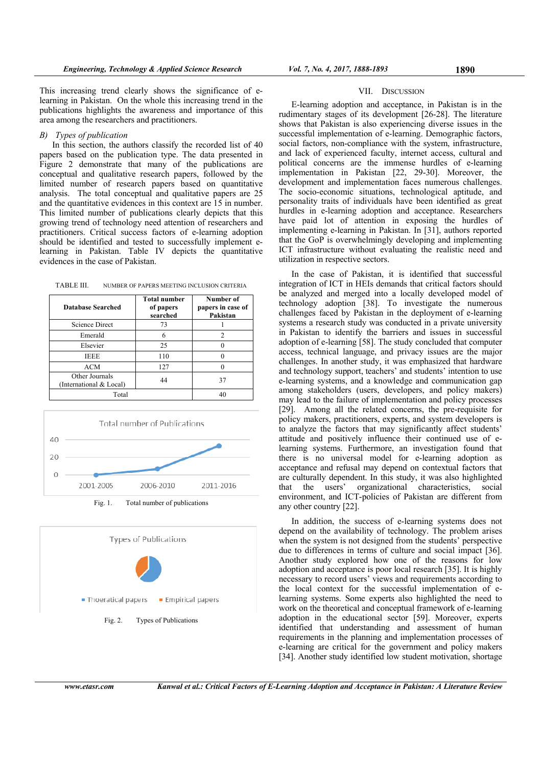This increasing trend clearly shows the significance of e-learning in Pakistan. On the whole this increasing trend in the publications highlights the awareness and importance of this area among the researchers and practitioners.

### B) Types of publication

In this section, the authors classify the recorded list of 40 papers based on the publication type. The data presented in Figure 2 demonstrate that many of the publications are conceptual and qualitative research papers, followed by the limited number of research papers based on quantitative analysis. The total conceptual and qualitative papers are 25 and the quantitative evidences in this context are 15 in number. This limited number of publications clearly depicts that this growing trend of technology need attention of researchers and practitioners. Critical success factors of e-learning adoption should be identified and tested to successfully implement e-learning in Pakistan. Table IV depicts the quantitative evidences in the case of Pakistan.

TABLE III. NUMBER OF PAPERS MEETING INCLUSION CRITERIA

| Database Searched | Total number of papers searched | Number of papers in case of Pakistan |
|---|---|---|
| Science Direct | 73 | 1 |
| Emerald | 6 | 2 |
| Elsevier | 25 | 0 |
| IEEE | 110 | 0 |
| ACM | 127 | 0 |
| Other Journals (International & Local) | 44 | 37 |
| Total | | 40 |

Fig. 1. Total number of publications

Fig. 2. Types of Publications

## VII. DISCUSSION

E-learning adoption and acceptance, in Pakistan is in the rudimentary stages of its development [26-28]. The literature shows that Pakistan is also experiencing diverse issues in the successful implementation of e-learning. Demographic factors, social factors, non-compliance with the system, infrastructure, and lack of experienced faculty, internet access, cultural and political concerns are the immense hurdles of e-learning implementation in Pakistan [22, 29-30]. Moreover, the development and implementation faces numerous challenges. The socio-economic situations, technological aptitude, and personality traits of individuals have been identified as great hurdles in e-learning adoption and acceptance. Researchers have paid lot of attention in exposing the hurdles of implementing e-learning in Pakistan. In [31], authors reported that the GoP is overwhelmingly developing and implementing ICT infrastructure without evaluating the realistic need and utilization in respective sectors.

In the case of Pakistan, it is identified that successful integration of ICT in HEIs demands that critical factors should be analyzed and merged into a locally developed model of technology adoption [38]. To investigate the numerous challenges faced by Pakistan in the deployment of e-learning systems a research study was conducted in a private university in Pakistan to identify the barriers and issues in successful adoption of e-learning [58]. The study concluded that computer access, technical language, and privacy issues are the major challenges. In another study, it was emphasized that hardware and technology support, teachers' and students' intention to use e-learning systems, and a knowledge and communication gap among stakeholders (users, developers, and policy makers) may lead to the failure of implementation and policy processes [29]. Among all the related concerns, the pre-requisite for policy makers, practitioners, experts, and system developers is to analyze the factors that may significantly affect students' attitude and positively influence their continued use of e-learning systems. Furthermore, an investigation found that there is no universal model for e-learning adoption as acceptance and refusal may depend on contextual factors that are culturally dependent. In this study, it was also highlighted that the users' organizational characteristics, social environment, and ICT-policies of Pakistan are different from any other country [22].

In addition, the success of e-learning systems does not depend on the availability of technology. The problem arises when the system is not designed from the students' perspective due to differences in terms of culture and social impact [36]. Another study explored how one of the reasons for low adoption and acceptance is poor local research [35]. It is highly necessary to record users' views and requirements according to the local context for the successful implementation of e-learning systems. Some experts also highlighted the need to work on the theoretical and conceptual framework of e-learning adoption in the educational sector [59]. Moreover, experts identified that understanding and assessment of human requirements in the planning and implementation processes of e-learning are critical for the government and policy makers [34]. Another study identified low student motivation, shortage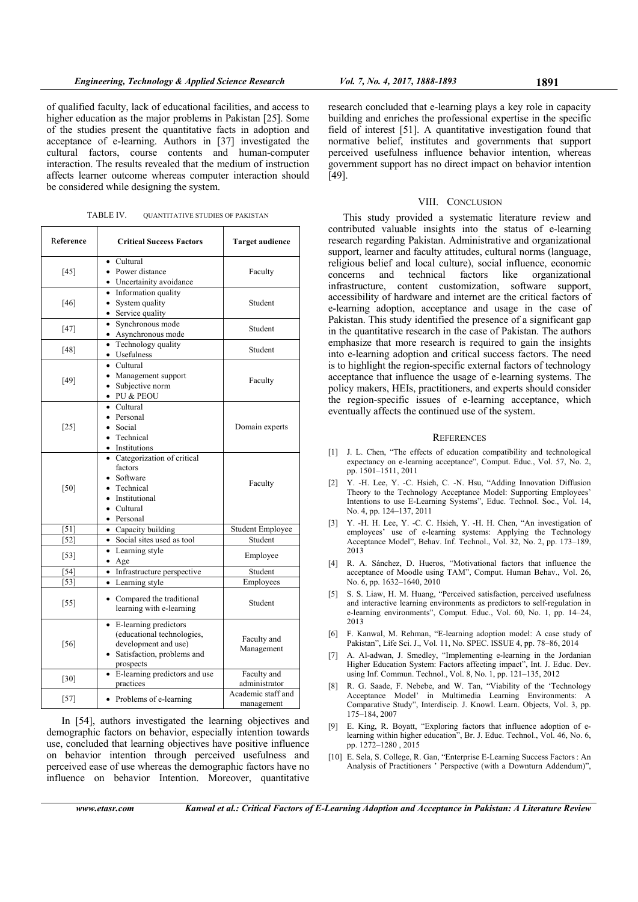of qualified faculty, lack of educational facilities, and access to higher education as the major problems in Pakistan [25]. Some of the studies present the quantitative facts in adoption and acceptance of e-learning. Authors in [37] investigated the cultural factors, course contents and human-computer interaction. The results revealed that the medium of instruction affects learner outcome whereas computer interaction should be considered while designing the system.

TABLE IV. QUANTITATIVE STUDIES OF PAKISTAN

| Reference | Critical Success Factors | Target audience |
|---|---|---|
| [45] | • Cultural<br>• Power distance<br>• Uncertainity avoidance | Faculty |
| [46] | • Information quality<br>• System quality<br>• Service quality | Student |
| [47] | • Synchronous mode<br>• Asynchronous mode | Student |
| [48] | • Technology quality<br>• Usefulness | Student |
| [49] | • Cultural<br>• Management support<br>• Subjective norm<br>• PU & PEOU | Faculty |
| [25] | • Cultural<br>• Personal<br>• Social<br>• Technical<br>• Institutions | Domain experts |
| [50] | • Categorization of critical factors<br>• Software<br>• Technical<br>• Institutional<br>• Cultural<br>• Personal | Faculty |
| [51] | • Capacity building | Student Employee |
| [52] | • Social sites used as tool | Student |
| [53] | • Learning style<br>• Age | Employee |
| [54] | • Infrastructure perspective | Student |
| [53] | • Learning style | Employees |
| [55] | • Compared the traditional learning with e-learning | Student |
| [56] | • E-learning predictors (educational technologies, development and use)<br>• Satisfaction, problems and prospects | Faculty and Management |
| [30] | • E-learning predictors and use practices | Faculty and administrator |
| [57] | • Problems of e-learning | Academic staff and management |

In [54], authors investigated the learning objectives and demographic factors on behavior, especially intention towards use, concluded that learning objectives have positive influence on behavior intention through perceived usefulness and perceived ease of use whereas the demographic factors have no influence on behavior Intention. Moreover, quantitative research concluded that e-learning plays a key role in capacity building and enriches the professional expertise in the specific field of interest [51]. A quantitative investigation found that normative belief, institutes and governments that support perceived usefulness influence behavior intention, whereas government support has no direct impact on behavior intention [49].

## VIII. CONCLUSION

This study provided a systematic literature review and contributed valuable insights into the status of e-learning research regarding Pakistan. Administrative and organizational support, learner and faculty attitudes, cultural norms (language, religious belief and local culture), social influence, economic concerns and technical factors like organizational infrastructure, content customization, software support, accessibility of hardware and internet are the critical factors of e-learning adoption, acceptance and usage in the case of Pakistan. This study identified the presence of a significant gap in the quantitative research in the case of Pakistan. The authors emphasize that more research is required to gain the insights into e-learning adoption and critical success factors. The need is to highlight the region-specific external factors of technology acceptance that influence the usage of e-learning systems. The policy makers, HEIs, practitioners, and experts should consider the region-specific issues of e-learning acceptance, which eventually affects the continued use of the system.

## REFERENCES

[1] J. L. Chen, "The effects of education compatibility and technological expectancy on e-learning acceptance", Comput. Educ., Vol. 57, No. 2, pp. 1501–1511, 2011

[2] Y. -H. Lee, Y. -C. Hsieh, C. -N. Hsu, "Adding Innovation Diffusion Theory to the Technology Acceptance Model: Supporting Employees' Intentions to use E-Learning Systems", Educ. Technol. Soc., Vol. 14, No. 4, pp. 124–137, 2011

[3] Y. -H. H. Lee, Y. -C. C. Hsieh, Y. -H. H. Chen, "An investigation of employees' use of e-learning systems: Applying the Technology Acceptance Model", Behav. Inf. Technol., Vol. 32, No. 2, pp. 173–189, 2013

[4] R. A. Sánchez, D. Hueros, "Motivational factors that influence the acceptance of Moodle using TAM", Comput. Human Behav., Vol. 26, No. 6, pp. 1632–1640, 2010

[5] S. S. Liaw, H. M. Huang, "Perceived satisfaction, perceived usefulness and interactive learning environments as predictors to self-regulation in e-learning environments", Comput. Educ., Vol. 60, No. 1, pp. 14–24, 2013

[6] F. Kanwal, M. Rehman, "E-learning adoption model: A case study of Pakistan", Life Sci. J., Vol. 11, No. SPEC. ISSUE 4, pp. 78–86, 2014

[7] A. Al-adwan, J. Smedley, "Implementing e-learning in the Jordanian Higher Education System: Factors affecting impact", Int. J. Educ. Dev. using Inf. Commun. Technol., Vol. 8, No. 1, pp. 121–135, 2012

[8] R. G. Saade, F. Nebebe, and W. Tan, "Viability of the 'Technology Acceptance Model' in Multimedia Learning Environments: A Comparative Study", Interdiscip. J. Knowl. Learn. Objects, Vol. 3, pp. 175–184, 2007

[9] E. King, R. Boyatt, "Exploring factors that influence adoption of e-learning within higher education", Br. J. Educ. Technol., Vol. 46, No. 6, pp. 1272–1280 , 2015

[10] E. Sela, S. College, R. Gan, "Enterprise E-Learning Success Factors : An Analysis of Practitioners ' Perspective (with a Downturn Addendum)",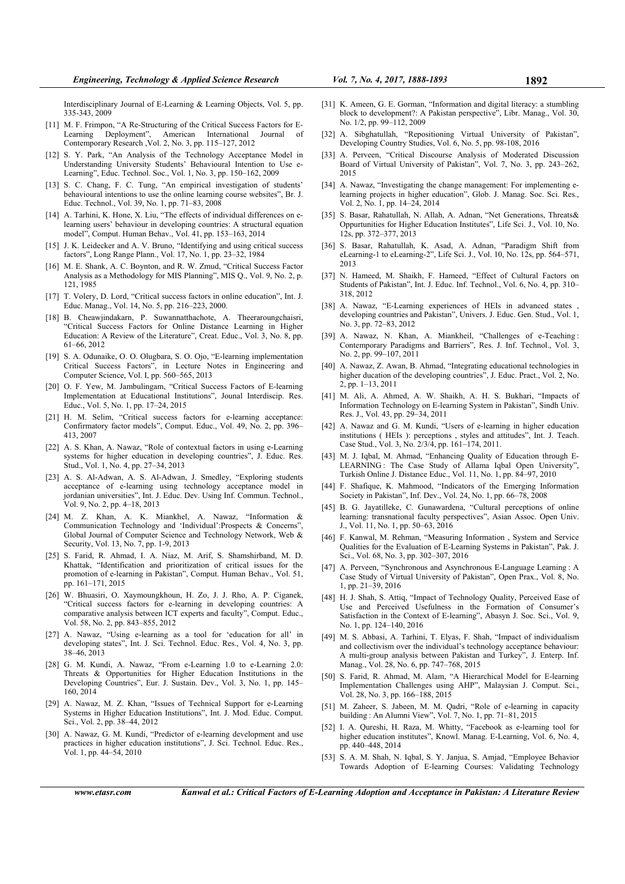Interdisciplinary Journal of E-Learning & Learning Objects, Vol. 5, pp. 335-343, 2009

[11] M. F. Frimpon, "A Re-Structuring of the Critical Success Factors for E-Learning Deployment", American International Journal of Contemporary Research ,Vol. 2, No. 3, pp. 115–127, 2012

[12] S. Y. Park, "An Analysis of the Technology Acceptance Model in Understanding University Students' Behavioural Intention to Use e-Learning", Educ. Technol. Soc., Vol. 1, No. 3, pp. 150–162, 2009

[13] S. C. Chang, F. C. Tung, "An empirical investigation of students' behavioural intentions to use the online learning course websites", Br. J. Educ. Technol., Vol. 39, No. 1, pp. 71–83, 2008

[14] A. Tarhini, K. Hone, X. Liu, "The effects of individual differences on e-learning users' behaviour in developing countries: A structural equation model", Comput. Human Behav., Vol. 41, pp. 153–163, 2014

[15] J. K. Leidecker and A. V. Bruno, "Identifying and using critical success factors", Long Range Plann., Vol. 17, No. 1, pp. 23–32, 1984

[16] M. E. Shank, A. C. Boynton, and R. W. Zmud, "Critical Success Factor Analysis as a Methodology for MIS Planning", MIS Q., Vol. 9, No. 2, p. 121, 1985

[17] T. Volery, D. Lord, "Critical success factors in online education", Int. J. Educ. Manag., Vol. 14, No. 5, pp. 216–223, 2000.

[18] B. Cheawjindakarn, P. Suwannatthachote, A. Theeraroungchaisri, "Critical Success Factors for Online Distance Learning in Higher Education: A Review of the Literature", Creat. Educ., Vol. 3, No. 8, pp. 61–66, 2012

[19] S. A. Odunaike, O. O. Olugbara, S. O. Ojo, "E-learning implementation Critical Success Factors", in Lecture Notes in Engineering and Computer Science, Vol. I, pp. 560–565, 2013

[20] O. F. Yew, M. Jambulingam, "Critical Success Factors of E-learning Implementation at Educational Institutions", Jounal Interdiscip. Res. Educ., Vol. 5, No. 1, pp. 17–24, 2015

[21] H. M. Selim, "Critical success factors for e-learning acceptance: Confirmatory factor models", Comput. Educ., Vol. 49, No. 2, pp. 396–413, 2007

[22] A. S. Khan, A. Nawaz, "Role of contextual factors in using e-Learning systems for higher education in developing countries", J. Educ. Res. Stud., Vol. 1, No. 4, pp. 27–34, 2013

[23] A. S. Al-Adwan, A. S. Al-Adwan, J. Smedley, "Exploring students acceptance of e-learning using technology acceptance model in jordanian universities", Int. J. Educ. Dev. Using Inf. Commun. Technol., Vol. 9, No. 2, pp. 4–18, 2013

[24] M. Z. Khan, A. K. Miankhel, A. Nawaz, "Information & Communication Technology and 'Individual':Prospects & Concerns", Global Journal of Computer Science and Technology Network, Web & Security, Vol. 13, No. 7, pp. 1-9, 2013

[25] S. Farid, R. Ahmad, I. A. Niaz, M. Arif, S. Shamshirband, M. D. Khattak, "Identification and prioritization of critical issues for the promotion of e-learning in Pakistan", Comput. Human Behav., Vol. 51, pp. 161–171, 2015

[26] W. Bhuasiri, O. Xaymoungkhoun, H. Zo, J. J. Rho, A. P. Ciganek, "Critical success factors for e-learning in developing countries: A comparative analysis between ICT experts and faculty", Comput. Educ., Vol. 58, No. 2, pp. 843–855, 2012

[27] A. Nawaz, "Using e-learning as a tool for 'education for all' in developing states", Int. J. Sci. Technol. Educ. Res., Vol. 4, No. 3, pp. 38–46, 2013

[28] G. M. Kundi, A. Nawaz, "From e-Learning 1.0 to e-Learning 2.0: Threats & Opportunities for Higher Education Institutions in the Developing Countries", Eur. J. Sustain. Dev., Vol. 3, No. 1, pp. 145–160, 2014

[29] A. Nawaz, M. Z. Khan, "Issues of Technical Support for e-Learning Systems in Higher Education Institutions", Int. J. Mod. Educ. Comput. Sci., Vol. 2, pp. 38–44, 2012

[30] A. Nawaz, G. M. Kundi, "Predictor of e-learning development and use practices in higher education institutions", J. Sci. Technol. Educ. Res., Vol. 1, pp. 44–54, 2010

[31] K. Ameen, G. E. Gorman, "Information and digital literacy: a stumbling block to development?: A Pakistan perspective", Libr. Manag., Vol. 30, No. 1/2, pp. 99–112, 2009

[32] A. Sibghatullah, "Repositioning Virtual University of Pakistan", Developing Country Studies, Vol. 6, No. 5, pp. 98-108, 2016

[33] A. Perveen, "Critical Discourse Analysis of Moderated Discussion Board of Virtual University of Pakistan", Vol. 7, No. 3, pp. 243–262, 2015

[34] A. Nawaz, "Investigating the change management: For implementing e-learning projects in higher education", Glob. J. Manag. Soc. Sci. Res., Vol. 2, No. 1, pp. 14–24, 2014

[35] S. Basar, Rahatullah, N. Allah, A. Adnan, "Net Generations, Threats& Oppurtunities for Higher Education Institutes", Life Sci. J., Vol. 10, No. 12s, pp. 372–377, 2013

[36] S. Basar, Rahatullah, K. Asad, A. Adnan, "Paradigm Shift from eLearning-1 to eLearning-2", Life Sci. J., Vol. 10, No. 12s, pp. 564–571, 2013

[37] N. Hameed, M. Shaikh, F. Hameed, "Effect of Cultural Factors on Students of Pakistan", Int. J. Educ. Inf. Technol., Vol. 6, No. 4, pp. 310–318, 2012

[38] A. Nawaz, "E-Learning experiences of HEIs in advanced states , developing countries and Pakistan", Univers. J. Educ. Gen. Stud., Vol. 1, No. 3, pp. 72–83, 2012

[39] A. Nawaz, N. Khan, A. Miankheil, "Challenges of e-Teaching : Contemporary Paradigms and Barriers", Res. J. Inf. Technol., Vol. 3, No. 2, pp. 99–107, 2011

[40] A. Nawaz, Z. Awan, B. Ahmad, "Integrating educational technologies in higher ducation of the developing countries", J. Educ. Pract., Vol. 2, No. 2, pp. 1–13, 2011

[41] M. Ali, A. Ahmed, A. W. Shaikh, A. H. S. Bukhari, "Impacts of Information Technology on E-learning System in Pakistan", Sindh Univ. Res. J., Vol. 43, pp. 29–34, 2011

[42] A. Nawaz and G. M. Kundi, "Users of e-learning in higher education institutions ( HEIs ): perceptions , styles and attitudes", Int. J. Teach. Case Stud., Vol. 3, No. 2/3/4, pp. 161–174, 2011.

[43] M. J. Iqbal, M. Ahmad, "Enhancing Quality of Education through E-LEARNING : The Case Study of Allama Iqbal Open University", Turkish Online J. Distance Educ., Vol. 11, No. 1, pp. 84–97, 2010

[44] F. Shafique, K. Mahmood, "Indicators of the Emerging Information Society in Pakistan", Inf. Dev., Vol. 24, No. 1, pp. 66–78, 2008

[45] B. G. Jayatilleke, C. Gunawardena, "Cultural perceptions of online learning: transnational faculty perspectives", Asian Assoc. Open Univ. J., Vol. 11, No. 1, pp. 50–63, 2016

[46] F. Kanwal, M. Rehman, "Measuring Information , System and Service Qualities for the Evaluation of E-Learning Systems in Pakistan", Pak. J. Sci., Vol. 68, No. 3, pp. 302–307, 2016

[47] A. Perveen, "Synchronous and Asynchronous E-Language Learning : A Case Study of Virtual University of Pakistan", Open Prax., Vol. 8, No. 1, pp. 21–39, 2016

[48] H. J. Shah, S. Attiq, "Impact of Technology Quality, Perceived Ease of Use and Perceived Usefulness in the Formation of Consumer's Satisfaction in the Context of E-learning", Abasyn J. Soc. Sci., Vol. 9, No. 1, pp. 124–140, 2016

[49] M. S. Abbasi, A. Tarhini, T. Elyas, F. Shah, "Impact of individualism and collectivism over the individual's technology acceptance behaviour: A multi-group analysis between Pakistan and Turkey", J. Enterp. Inf. Manag., Vol. 28, No. 6, pp. 747–768, 2015

[50] S. Farid, R. Ahmad, M. Alam, "A Hierarchical Model for E-learning Implementation Challenges using AHP", Malaysian J. Comput. Sci., Vol. 28, No. 3, pp. 166–188, 2015

[51] M. Zaheer, S. Jabeen, M. M. Qadri, "Role of e-learning in capacity building : An Alumni View", Vol. 7, No. 1, pp. 71–81, 2015

[52] I. A. Qureshi, H. Raza, M. Whitty, "Facebook as e-learning tool for higher education institutes", Knowl. Manag. E-Learning, Vol. 6, No. 4, pp. 440–448, 2014

[53] S. A. M. Shah, N. Iqbal, S. Y. Janjua, S. Amjad, "Employee Behavior Towards Adoption of E-learning Courses: Validating Technology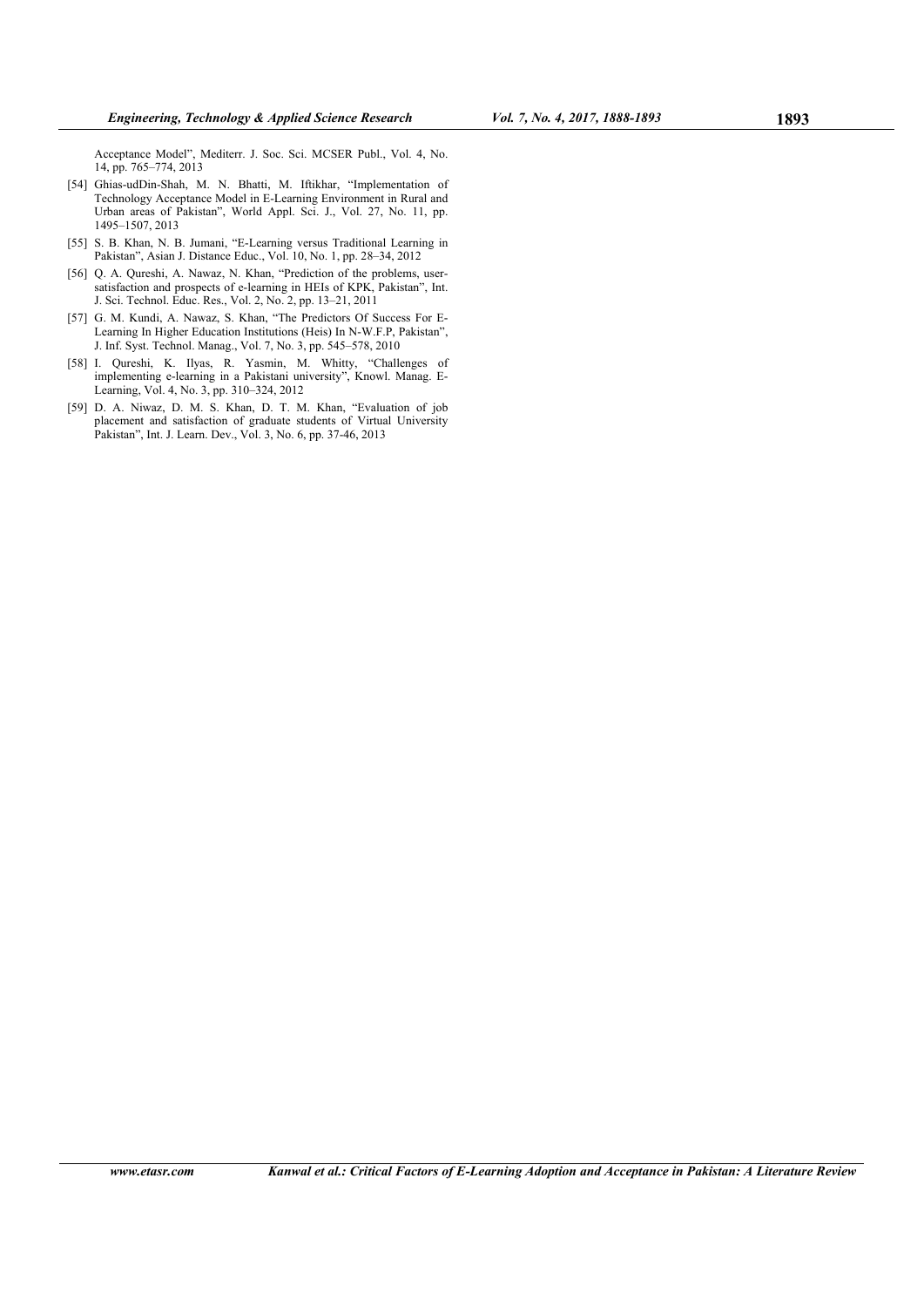Acceptance Model", Mediterr. J. Soc. Sci. MCSER Publ., Vol. 4, No. 14, pp. 765–774, 2013

[54] Ghias-udDin-Shah, M. N. Bhatti, M. Iftikhar, "Implementation of Technology Acceptance Model in E-Learning Environment in Rural and Urban areas of Pakistan", World Appl. Sci. J., Vol. 27, No. 11, pp. 1495–1507, 2013

[55] S. B. Khan, N. B. Jumani, "E-Learning versus Traditional Learning in Pakistan", Asian J. Distance Educ., Vol. 10, No. 1, pp. 28–34, 2012

[56] Q. A. Qureshi, A. Nawaz, N. Khan, "Prediction of the problems, user-satisfaction and prospects of e-learning in HEIs of KPK, Pakistan", Int. J. Sci. Technol. Educ. Res., Vol. 2, No. 2, pp. 13–21, 2011

[57] G. M. Kundi, A. Nawaz, S. Khan, "The Predictors Of Success For E-Learning In Higher Education Institutions (Heis) In N-W.F.P, Pakistan", J. Inf. Syst. Technol. Manag., Vol. 7, No. 3, pp. 545–578, 2010

[58] I. Qureshi, K. Ilyas, R. Yasmin, M. Whitty, "Challenges of implementing e-learning in a Pakistani university", Knowl. Manag. E-Learning, Vol. 4, No. 3, pp. 310–324, 2012

[59] D. A. Niwaz, D. M. S. Khan, D. T. M. Khan, "Evaluation of job placement and satisfaction of graduate students of Virtual University Pakistan", Int. J. Learn. Dev., Vol. 3, No. 6, pp. 37-46, 2013